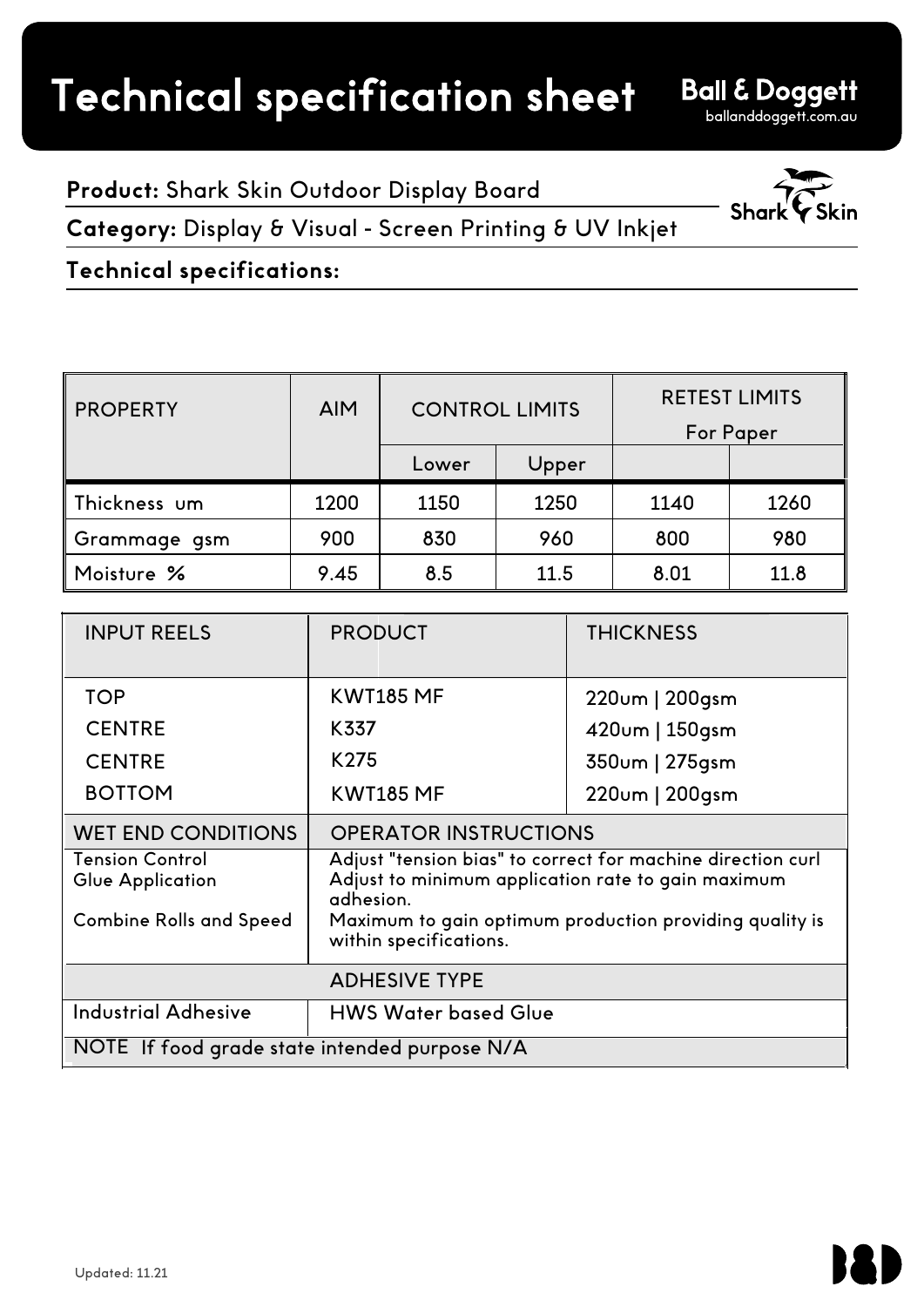# Technical specification sheet

**Ball & Doggett**
balllanddoggett.com.au

**Product:** Shark Skin Outdoor Display Board

**Category:** Display & Visual - Screen Printing & UV Inkjet

**Technical specifications:**

| PROPERTY | AIM | CONTROL LIMITS | | RETEST LIMITS For Paper | |
|---|---|---|---|---|---|
| | | Lower | Upper | | |
| Thickness um | 1200 | 1150 | 1250 | 1140 | 1260 |
| Grammage gsm | 900 | 830 | 960 | 800 | 980 |
| Moisture % | 9.45 | 8.5 | 11.5 | 8.01 | 11.8 |

| INPUT REELS | PRODUCT | THICKNESS |
|---|---|---|
| TOP | KWT185 MF | 220um \| 200gsm |
| CENTRE | K337 | 420um \| 150gsm |
| CENTRE | K275 | 350um \| 275gsm |
| BOTTOM | KWT185 MF | 220um \| 200gsm |

| WET END CONDITIONS | OPERATOR INSTRUCTIONS |
|---|---|
| Tension Control | Adjust "tension bias" to correct for machine direction curl |
| Glue Application | Adjust to minimum application rate to gain maximum adhesion. |
| Combine Rolls and Speed | Maximum to gain optimum production providing quality is within specifications. |

| ADHESIVE TYPE | |
|---|---|
| Industrial Adhesive | HWS Water based Glue |

NOTE If food grade state intended purpose N/A

Updated: 11.21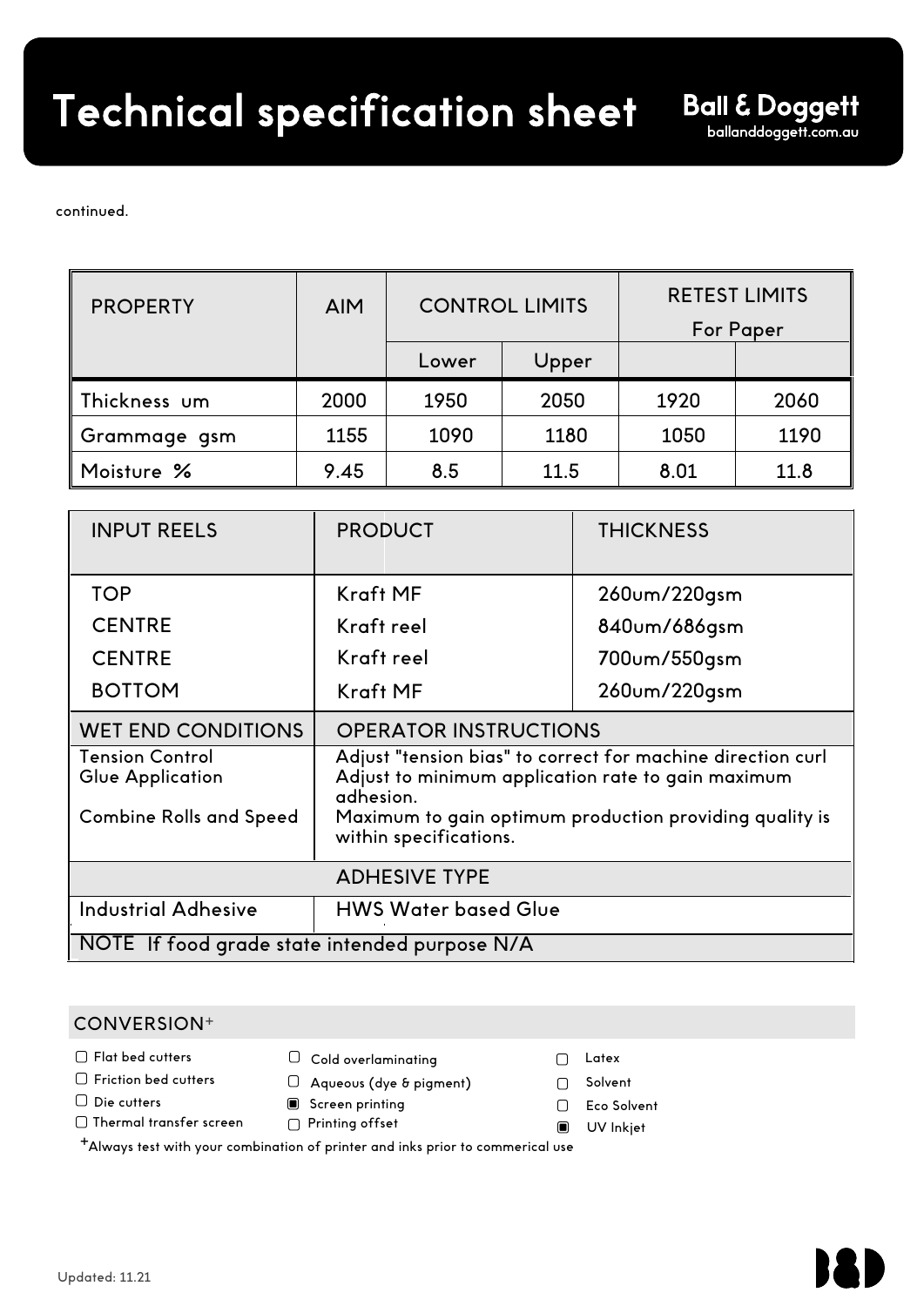# Technical specification sheet

**Ball & Doggett**
balanddoggett.com.au

continued.

| PROPERTY | AIM | CONTROL LIMITS | | RETEST LIMITS For Paper | |
|---|---|---|---|---|---|
| | | Lower | Upper | | |
| Thickness um | 2000 | 1950 | 2050 | 1920 | 2060 |
| Grammage gsm | 1155 | 1090 | 1180 | 1050 | 1190 |
| Moisture % | 9.45 | 8.5 | 11.5 | 8.01 | 11.8 |

| INPUT REELS | PRODUCT | THICKNESS |
|---|---|---|
| TOP | Kraft MF | 260um/220gsm |
| CENTRE | Kraft reel | 840um/686gsm |
| CENTRE | Kraft reel | 700um/550gsm |
| BOTTOM | Kraft MF | 260um/220gsm |

| WET END CONDITIONS | OPERATOR INSTRUCTIONS |
|---|---|
| Tension Control | Adjust "tension bias" to correct for machine direction curl |
| Glue Application | Adjust to minimum application rate to gain maximum adhesion. |
| Combine Rolls and Speed | Maximum to gain optimum production providing quality is within specifications. |

| ADHESIVE TYPE | |
|---|---|
| Industrial Adhesive | HWS Water based Glue |

NOTE If food grade state intended purpose N/A

## CONVERSION+

- ☐ Flat bed cutters
- ☐ Friction bed cutters
- ☐ Die cutters
- ☐ Thermal transfer screen
- ☐ Cold overlaminating
- ☐ Aqueous (dye & pigment)
- ☒ Screen printing
- ☐ Printing offset
- ☐ Latex
- ☐ Solvent
- ☐ Eco Solvent
- ☒ UV Inkjet

+Always test with your combination of printer and inks prior to commerical use

Updated: 11.21